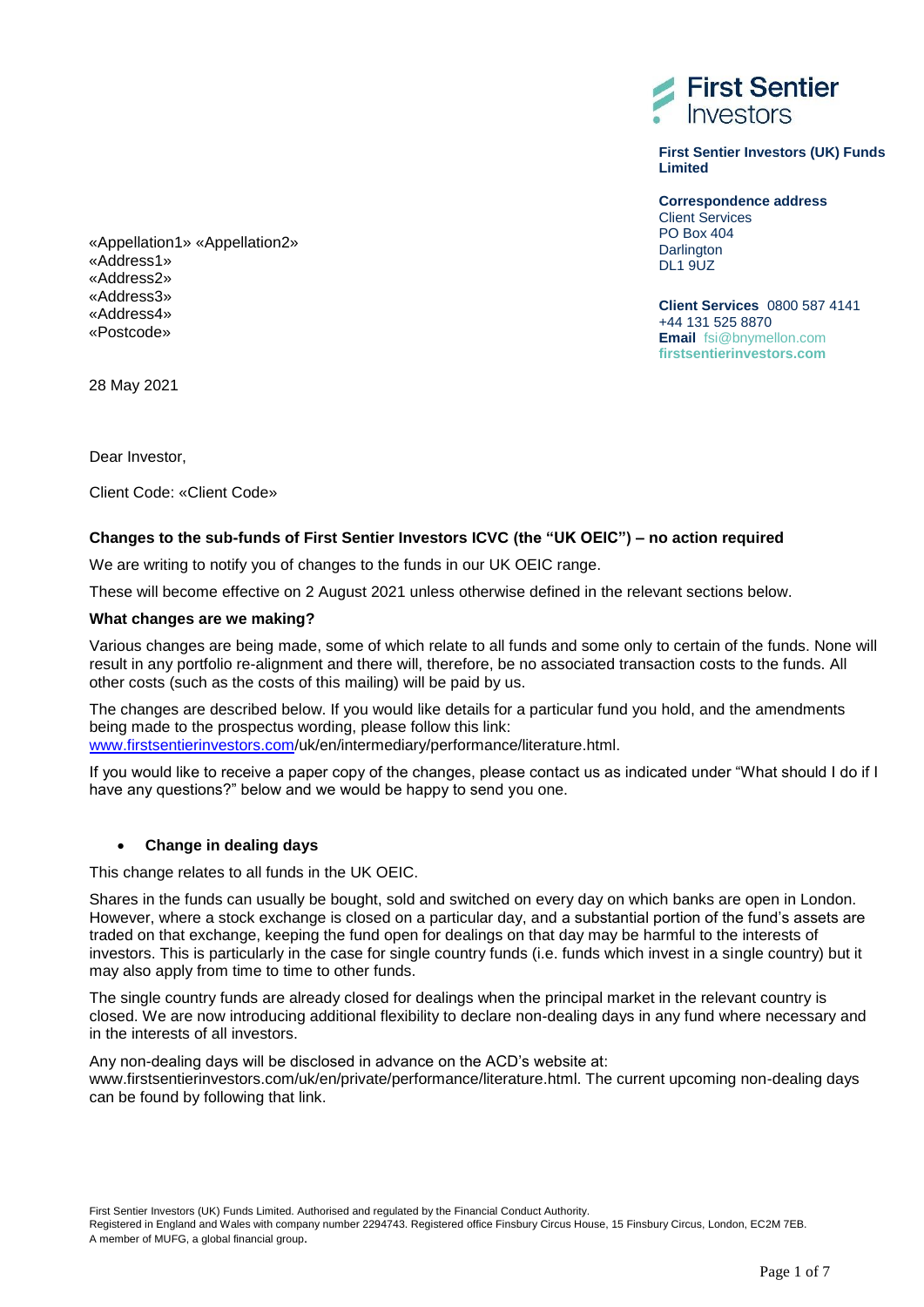First Sentier Investors

**First Sentier Investors (UK) Funds Limited**

**Correspondence address**
Client Services
PO Box 404
Darlington
DL1 9UZ

**Client Services** 0800 587 4141
+44 131 525 8870
**Email** fsi@bnymellon.com
**firstsentierinvestors.com**

«Appellation1» «Appellation2»
«Address1»
«Address2»
«Address3»
«Address4»
«Postcode»

28 May 2021

Dear Investor,

Client Code: «Client Code»

**Changes to the sub-funds of First Sentier Investors ICVC (the "UK OEIC") – no action required**

We are writing to notify you of changes to the funds in our UK OEIC range.

These will become effective on 2 August 2021 unless otherwise defined in the relevant sections below.

**What changes are we making?**

Various changes are being made, some of which relate to all funds and some only to certain of the funds. None will result in any portfolio re-alignment and there will, therefore, be no associated transaction costs to the funds. All other costs (such as the costs of this mailing) will be paid by us.

The changes are described below. If you would like details for a particular fund you hold, and the amendments being made to the prospectus wording, please follow this link: www.firstsentierinvestors.com/uk/en/intermediary/performance/literature.html.

If you would like to receive a paper copy of the changes, please contact us as indicated under "What should I do if I have any questions?" below and we would be happy to send you one.

- **Change in dealing days**

This change relates to all funds in the UK OEIC.

Shares in the funds can usually be bought, sold and switched on every day on which banks are open in London. However, where a stock exchange is closed on a particular day, and a substantial portion of the fund's assets are traded on that exchange, keeping the fund open for dealings on that day may be harmful to the interests of investors. This is particularly in the case for single country funds (i.e. funds which invest in a single country) but it may also apply from time to time to other funds.

The single country funds are already closed for dealings when the principal market in the relevant country is closed. We are now introducing additional flexibility to declare non-dealing days in any fund where necessary and in the interests of all investors.

Any non-dealing days will be disclosed in advance on the ACD's website at: www.firstsentierinvestors.com/uk/en/private/performance/literature.html. The current upcoming non-dealing days can be found by following that link.

First Sentier Investors (UK) Funds Limited. Authorised and regulated by the Financial Conduct Authority.
Registered in England and Wales with company number 2294743. Registered office Finsbury Circus House, 15 Finsbury Circus, London, EC2M 7EB.
A member of MUFG, a global financial group.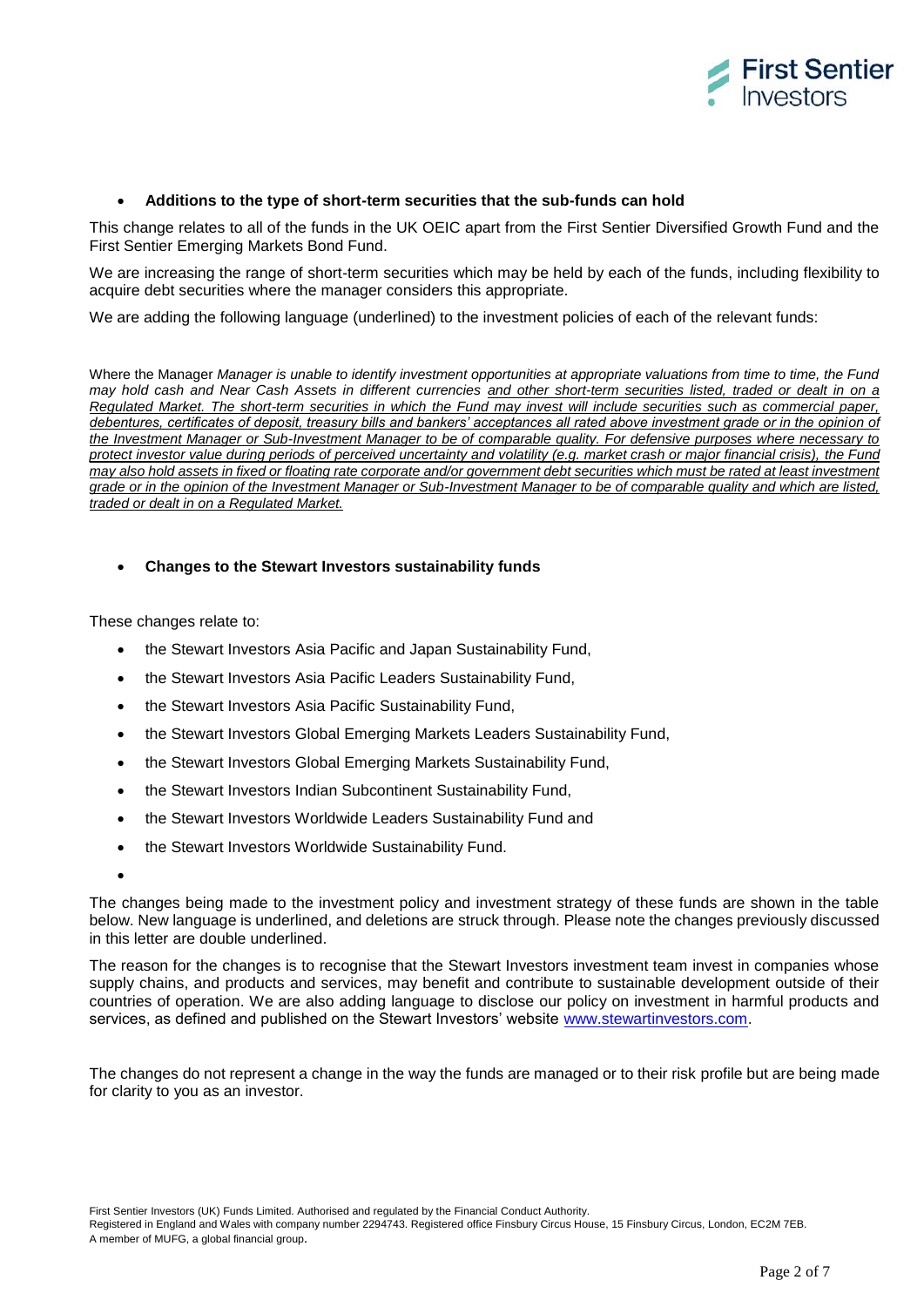- **Additions to the type of short-term securities that the sub-funds can hold**

This change relates to all of the funds in the UK OEIC apart from the First Sentier Diversified Growth Fund and the First Sentier Emerging Markets Bond Fund.

We are increasing the range of short-term securities which may be held by each of the funds, including flexibility to acquire debt securities where the manager considers this appropriate.

We are adding the following language (underlined) to the investment policies of each of the relevant funds:

Where the Manager *Manager is unable to identify investment opportunities at appropriate valuations from time to time, the Fund may hold cash and Near Cash Assets in different currencies* <u>*and other short-term securities listed, traded or dealt in on a Regulated Market. The short-term securities in which the Fund may invest will include securities such as commercial paper, debentures, certificates of deposit, treasury bills and bankers' acceptances all rated above investment grade or in the opinion of the Investment Manager or Sub-Investment Manager to be of comparable quality. For defensive purposes where necessary to protect investor value during periods of perceived uncertainty and volatility (e.g. market crash or major financial crisis), the Fund may also hold assets in fixed or floating rate corporate and/or government debt securities which must be rated at least investment grade or in the opinion of the Investment Manager or Sub-Investment Manager to be of comparable quality and which are listed, traded or dealt in on a Regulated Market.*</u>

- **Changes to the Stewart Investors sustainability funds**

These changes relate to:

- the Stewart Investors Asia Pacific and Japan Sustainability Fund,
- the Stewart Investors Asia Pacific Leaders Sustainability Fund,
- the Stewart Investors Asia Pacific Sustainability Fund,
- the Stewart Investors Global Emerging Markets Leaders Sustainability Fund,
- the Stewart Investors Global Emerging Markets Sustainability Fund,
- the Stewart Investors Indian Subcontinent Sustainability Fund,
- the Stewart Investors Worldwide Leaders Sustainability Fund and
- the Stewart Investors Worldwide Sustainability Fund.

The changes being made to the investment policy and investment strategy of these funds are shown in the table below. New language is underlined, and deletions are struck through. Please note the changes previously discussed in this letter are double underlined.

The reason for the changes is to recognise that the Stewart Investors investment team invest in companies whose supply chains, and products and services, may benefit and contribute to sustainable development outside of their countries of operation. We are also adding language to disclose our policy on investment in harmful products and services, as defined and published on the Stewart Investors' website www.stewartinvestors.com.

The changes do not represent a change in the way the funds are managed or to their risk profile but are being made for clarity to you as an investor.

First Sentier Investors (UK) Funds Limited. Authorised and regulated by the Financial Conduct Authority.
Registered in England and Wales with company number 2294743. Registered office Finsbury Circus House, 15 Finsbury Circus, London, EC2M 7EB.
A member of MUFG, a global financial group.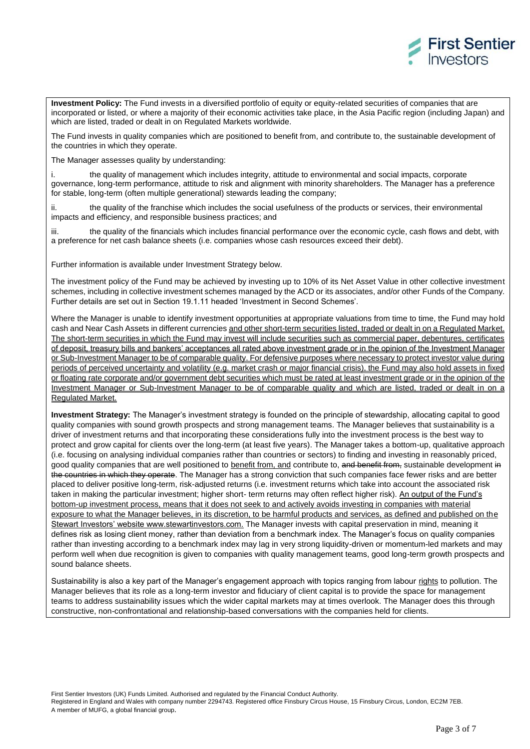**Investment Policy:** The Fund invests in a diversified portfolio of equity or equity-related securities of companies that are incorporated or listed, or where a majority of their economic activities take place, in the Asia Pacific region (including Japan) and which are listed, traded or dealt in on Regulated Markets worldwide.

The Fund invests in quality companies which are positioned to benefit from, and contribute to, the sustainable development of the countries in which they operate.

The Manager assesses quality by understanding:

i. the quality of management which includes integrity, attitude to environmental and social impacts, corporate governance, long-term performance, attitude to risk and alignment with minority shareholders. The Manager has a preference for stable, long-term (often multiple generational) stewards leading the company;

ii. the quality of the franchise which includes the social usefulness of the products or services, their environmental impacts and efficiency, and responsible business practices; and

iii. the quality of the financials which includes financial performance over the economic cycle, cash flows and debt, with a preference for net cash balance sheets (i.e. companies whose cash resources exceed their debt).

Further information is available under Investment Strategy below.

The investment policy of the Fund may be achieved by investing up to 10% of its Net Asset Value in other collective investment schemes, including in collective investment schemes managed by the ACD or its associates, and/or other Funds of the Company. Further details are set out in Section 19.1.11 headed 'Investment in Second Schemes'.

Where the Manager is unable to identify investment opportunities at appropriate valuations from time to time, the Fund may hold cash and Near Cash Assets in different currencies <u>and other short-term securities listed, traded or dealt in on a Regulated Market. The short-term securities in which the Fund may invest will include securities such as commercial paper, debentures, certificates of deposit, treasury bills and bankers' acceptances all rated above investment grade or in the opinion of the Investment Manager or Sub-Investment Manager to be of comparable quality. For defensive purposes where necessary to protect investor value during periods of perceived uncertainty and volatility (e.g. market crash or major financial crisis), the Fund may also hold assets in fixed or floating rate corporate and/or government debt securities which must be rated at least investment grade or in the opinion of the Investment Manager or Sub-Investment Manager to be of comparable quality and which are listed, traded or dealt in on a Regulated Market.</u>

**Investment Strategy:** The Manager's investment strategy is founded on the principle of stewardship, allocating capital to good quality companies with sound growth prospects and strong management teams. The Manager believes that sustainability is a driver of investment returns and that incorporating these considerations fully into the investment process is the best way to protect and grow capital for clients over the long-term (at least five years). The Manager takes a bottom-up, qualitative approach (i.e. focusing on analysing individual companies rather than countries or sectors) to finding and investing in reasonably priced, good quality companies that are well positioned to <u>benefit from, and</u> contribute to, ~~and benefit from,~~ sustainable development ~~in the countries in which they operate~~. The Manager has a strong conviction that such companies face fewer risks and are better placed to deliver positive long-term, risk-adjusted returns (i.e. investment returns which take into account the associated risk taken in making the particular investment; higher short- term returns may often reflect higher risk). <u>An output of the Fund's bottom-up investment process, means that it does not seek to and actively avoids investing in companies with material exposure to what the Manager believes, in its discretion, to be harmful products and services, as defined and published on the Stewart Investors' website www.stewartinvestors.com.</u> The Manager invests with capital preservation in mind, meaning it defines risk as losing client money, rather than deviation from a benchmark index. The Manager's focus on quality companies rather than investing according to a benchmark index may lag in very strong liquidity-driven or momentum-led markets and may perform well when due recognition is given to companies with quality management teams, good long-term growth prospects and sound balance sheets.

Sustainability is also a key part of the Manager's engagement approach with topics ranging from labour <u>rights</u> to pollution. The Manager believes that its role as a long-term investor and fiduciary of client capital is to provide the space for management teams to address sustainability issues which the wider capital markets may at times overlook. The Manager does this through constructive, non-confrontational and relationship-based conversations with the companies held for clients.

First Sentier Investors (UK) Funds Limited. Authorised and regulated by the Financial Conduct Authority.
Registered in England and Wales with company number 2294743. Registered office Finsbury Circus House, 15 Finsbury Circus, London, EC2M 7EB.
A member of MUFG, a global financial group.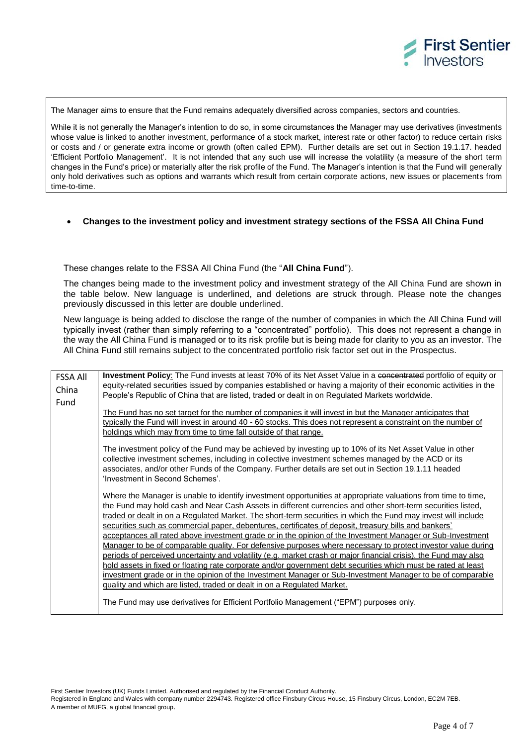The Manager aims to ensure that the Fund remains adequately diversified across companies, sectors and countries.

While it is not generally the Manager's intention to do so, in some circumstances the Manager may use derivatives (investments whose value is linked to another investment, performance of a stock market, interest rate or other factor) to reduce certain risks or costs and / or generate extra income or growth (often called EPM). Further details are set out in Section 19.1.17. headed 'Efficient Portfolio Management'. It is not intended that any such use will increase the volatility (a measure of the short term changes in the Fund's price) or materially alter the risk profile of the Fund. The Manager's intention is that the Fund will generally only hold derivatives such as options and warrants which result from certain corporate actions, new issues or placements from time-to-time.

- **Changes to the investment policy and investment strategy sections of the FSSA All China Fund**

These changes relate to the FSSA All China Fund (the "**All China Fund**").

The changes being made to the investment policy and investment strategy of the All China Fund are shown in the table below. New language is underlined, and deletions are struck through. Please note the changes previously discussed in this letter are double underlined.

New language is being added to disclose the range of the number of companies in which the All China Fund will typically invest (rather than simply referring to a "concentrated" portfolio). This does not represent a change in the way the All China Fund is managed or to its risk profile but is being made for clarity to you as an investor. The All China Fund still remains subject to the concentrated portfolio risk factor set out in the Prospectus.

| | |
|---|---|
| FSSA All China Fund | **Investment Policy**: The Fund invests at least 70% of its Net Asset Value in a ~~concentrated~~ portfolio of equity or equity-related securities issued by companies established or having a majority of their economic activities in the People's Republic of China that are listed, traded or dealt in on Regulated Markets worldwide.<br><br><u>The Fund has no set target for the number of companies it will invest in but the Manager anticipates that typically the Fund will invest in around 40 - 60 stocks. This does not represent a constraint on the number of holdings which may from time to time fall outside of that range.</u><br><br>The investment policy of the Fund may be achieved by investing up to 10% of its Net Asset Value in other collective investment schemes, including in collective investment schemes managed by the ACD or its associates, and/or other Funds of the Company. Further details are set out in Section 19.1.11 headed 'Investment in Second Schemes'.<br><br>Where the Manager is unable to identify investment opportunities at appropriate valuations from time to time, the Fund may hold cash and Near Cash Assets in different currencies <u>and other short-term securities listed, traded or dealt in on a Regulated Market. The short-term securities in which the Fund may invest will include securities such as commercial paper, debentures, certificates of deposit, treasury bills and bankers' acceptances all rated above investment grade or in the opinion of the Investment Manager or Sub-Investment Manager to be of comparable quality. For defensive purposes where necessary to protect investor value during periods of perceived uncertainty and volatility (e.g. market crash or major financial crisis), the Fund may also hold assets in fixed or floating rate corporate and/or government debt securities which must be rated at least investment grade or in the opinion of the Investment Manager or Sub-Investment Manager to be of comparable quality and which are listed, traded or dealt in on a Regulated Market.</u><br><br>The Fund may use derivatives for Efficient Portfolio Management ("EPM") purposes only. |

First Sentier Investors (UK) Funds Limited. Authorised and regulated by the Financial Conduct Authority.
Registered in England and Wales with company number 2294743. Registered office Finsbury Circus House, 15 Finsbury Circus, London, EC2M 7EB.
A member of MUFG, a global financial group.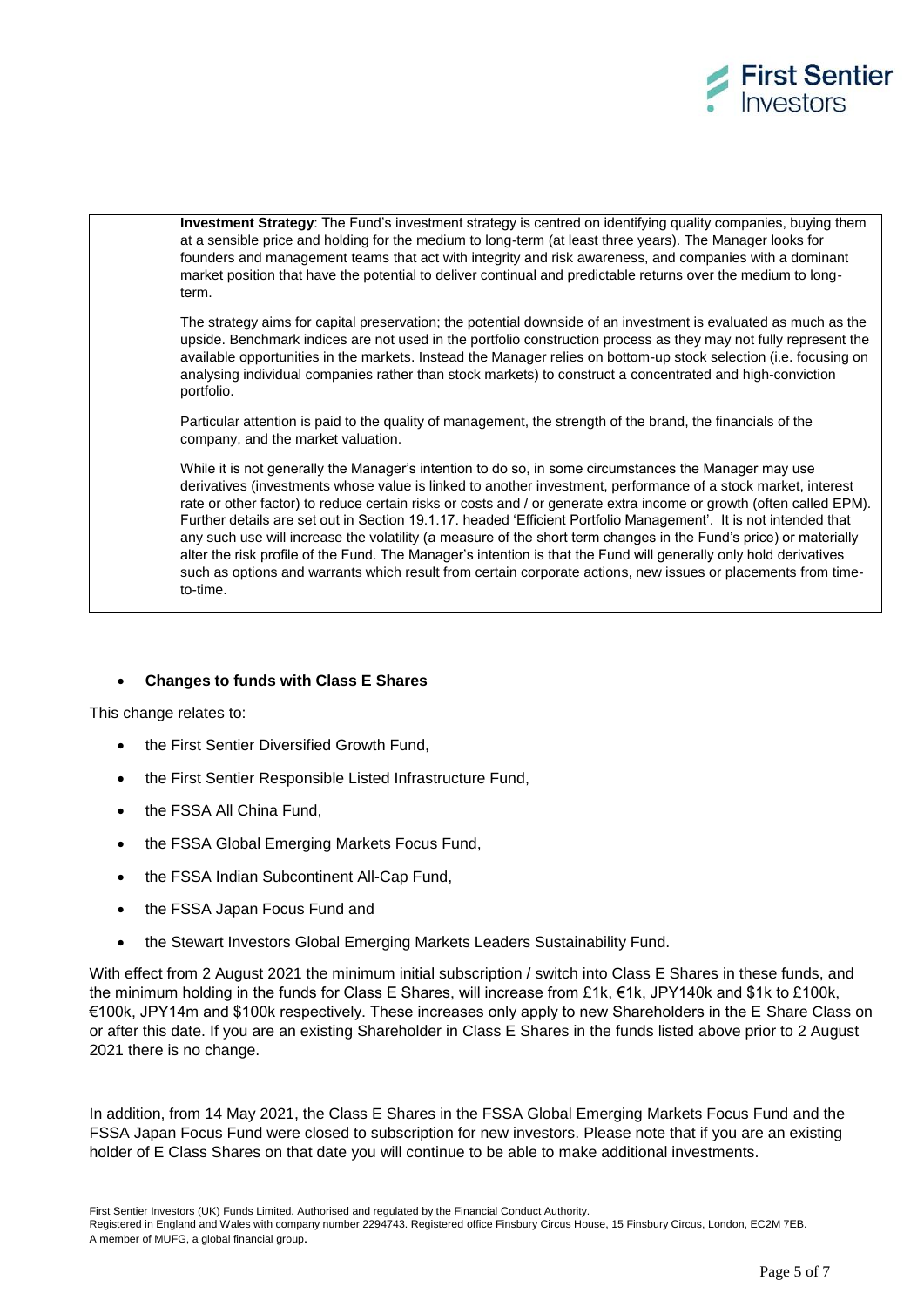| | **Investment Strategy**: The Fund's investment strategy is centred on identifying quality companies, buying them at a sensible price and holding for the medium to long-term (at least three years). The Manager looks for founders and management teams that act with integrity and risk awareness, and companies with a dominant market position that have the potential to deliver continual and predictable returns over the medium to long-term.<br><br>The strategy aims for capital preservation; the potential downside of an investment is evaluated as much as the upside. Benchmark indices are not used in the portfolio construction process as they may not fully represent the available opportunities in the markets. Instead the Manager relies on bottom-up stock selection (i.e. focusing on analysing individual companies rather than stock markets) to construct a ~~concentrated and~~ high-conviction portfolio.<br><br>Particular attention is paid to the quality of management, the strength of the brand, the financials of the company, and the market valuation.<br><br>While it is not generally the Manager's intention to do so, in some circumstances the Manager may use derivatives (investments whose value is linked to another investment, performance of a stock market, interest rate or other factor) to reduce certain risks or costs and / or generate extra income or growth (often called EPM). Further details are set out in Section 19.1.17. headed 'Efficient Portfolio Management'. It is not intended that any such use will increase the volatility (a measure of the short term changes in the Fund's price) or materially alter the risk profile of the Fund. The Manager's intention is that the Fund will generally only hold derivatives such as options and warrants which result from certain corporate actions, new issues or placements from time-to-time. |
|---|---|

- **Changes to funds with Class E Shares**

This change relates to:

- the First Sentier Diversified Growth Fund,
- the First Sentier Responsible Listed Infrastructure Fund,
- the FSSA All China Fund,
- the FSSA Global Emerging Markets Focus Fund,
- the FSSA Indian Subcontinent All-Cap Fund,
- the FSSA Japan Focus Fund and
- the Stewart Investors Global Emerging Markets Leaders Sustainability Fund.

With effect from 2 August 2021 the minimum initial subscription / switch into Class E Shares in these funds, and the minimum holding in the funds for Class E Shares, will increase from £1k, €1k, JPY140k and $1k to £100k, €100k, JPY14m and $100k respectively. These increases only apply to new Shareholders in the E Share Class on or after this date. If you are an existing Shareholder in Class E Shares in the funds listed above prior to 2 August 2021 there is no change.

In addition, from 14 May 2021, the Class E Shares in the FSSA Global Emerging Markets Focus Fund and the FSSA Japan Focus Fund were closed to subscription for new investors. Please note that if you are an existing holder of E Class Shares on that date you will continue to be able to make additional investments.

First Sentier Investors (UK) Funds Limited. Authorised and regulated by the Financial Conduct Authority.
Registered in England and Wales with company number 2294743. Registered office Finsbury Circus House, 15 Finsbury Circus, London, EC2M 7EB.
A member of MUFG, a global financial group.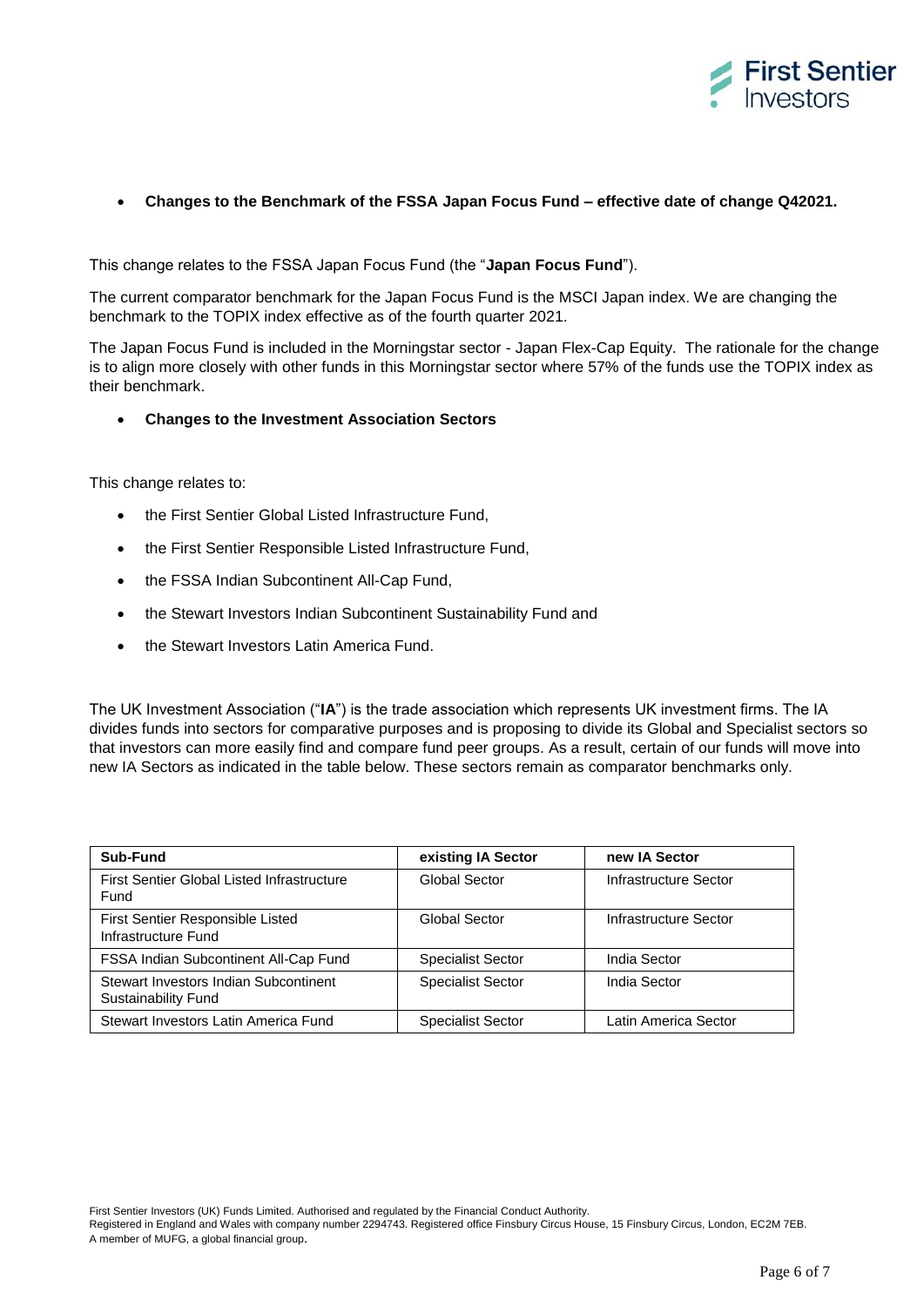- **Changes to the Benchmark of the FSSA Japan Focus Fund – effective date of change Q42021.**

This change relates to the FSSA Japan Focus Fund (the "**Japan Focus Fund**").

The current comparator benchmark for the Japan Focus Fund is the MSCI Japan index. We are changing the benchmark to the TOPIX index effective as of the fourth quarter 2021.

The Japan Focus Fund is included in the Morningstar sector - Japan Flex-Cap Equity. The rationale for the change is to align more closely with other funds in this Morningstar sector where 57% of the funds use the TOPIX index as their benchmark.

- **Changes to the Investment Association Sectors**

This change relates to:

- the First Sentier Global Listed Infrastructure Fund,
- the First Sentier Responsible Listed Infrastructure Fund,
- the FSSA Indian Subcontinent All-Cap Fund,
- the Stewart Investors Indian Subcontinent Sustainability Fund and
- the Stewart Investors Latin America Fund.

The UK Investment Association ("**IA**") is the trade association which represents UK investment firms. The IA divides funds into sectors for comparative purposes and is proposing to divide its Global and Specialist sectors so that investors can more easily find and compare fund peer groups. As a result, certain of our funds will move into new IA Sectors as indicated in the table below. These sectors remain as comparator benchmarks only.

| Sub-Fund | existing IA Sector | new IA Sector |
|---|---|---|
| First Sentier Global Listed Infrastructure Fund | Global Sector | Infrastructure Sector |
| First Sentier Responsible Listed Infrastructure Fund | Global Sector | Infrastructure Sector |
| FSSA Indian Subcontinent All-Cap Fund | Specialist Sector | India Sector |
| Stewart Investors Indian Subcontinent Sustainability Fund | Specialist Sector | India Sector |
| Stewart Investors Latin America Fund | Specialist Sector | Latin America Sector |

First Sentier Investors (UK) Funds Limited. Authorised and regulated by the Financial Conduct Authority.
Registered in England and Wales with company number 2294743. Registered office Finsbury Circus House, 15 Finsbury Circus, London, EC2M 7EB.
A member of MUFG, a global financial group.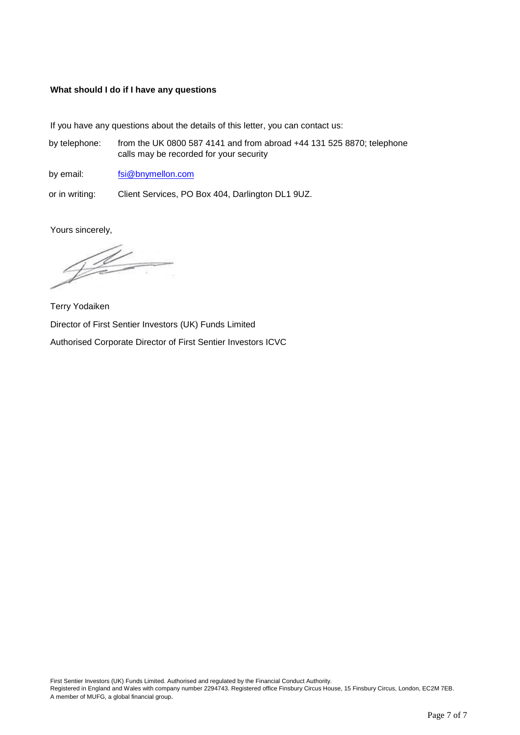**What should I do if I have any questions**

If you have any questions about the details of this letter, you can contact us:

by telephone: from the UK 0800 587 4141 and from abroad +44 131 525 8870; telephone calls may be recorded for your security

by email: fsi@bnymellon.com

or in writing: Client Services, PO Box 404, Darlington DL1 9UZ.

Yours sincerely,

Terry Yodaiken

Director of First Sentier Investors (UK) Funds Limited

Authorised Corporate Director of First Sentier Investors ICVC

First Sentier Investors (UK) Funds Limited. Authorised and regulated by the Financial Conduct Authority.
Registered in England and Wales with company number 2294743. Registered office Finsbury Circus House, 15 Finsbury Circus, London, EC2M 7EB.
A member of MUFG, a global financial group.